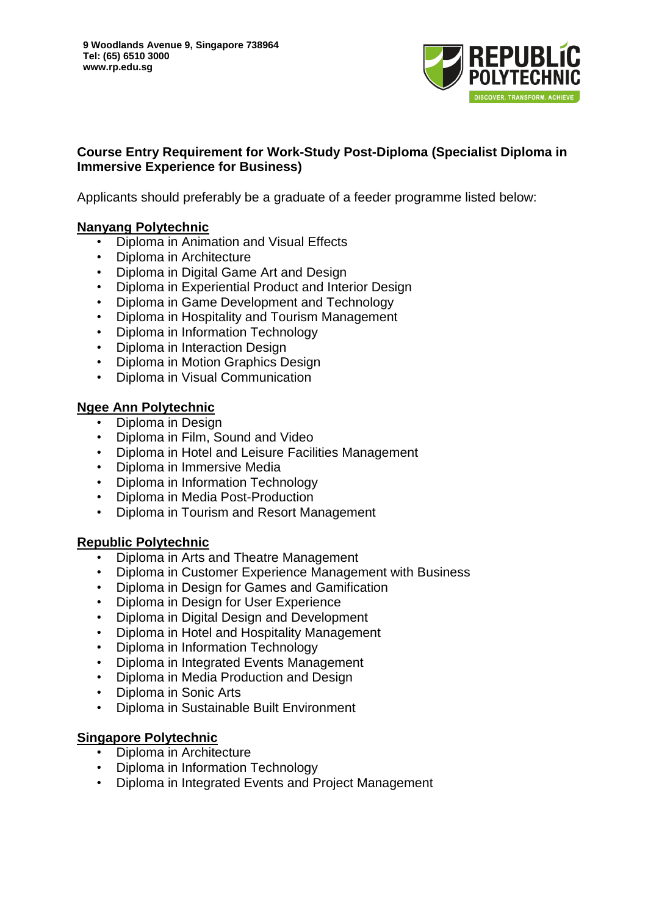9 Woodlands Avenue 9, Singapore 738964
Tel: (65) 6510 3000
www.rp.edu.sg

**Course Entry Requirement for Work-Study Post-Diploma (Specialist Diploma in Immersive Experience for Business)**

Applicants should preferably be a graduate of a feeder programme listed below:

**Nanyang Polytechnic**

- Diploma in Animation and Visual Effects
- Diploma in Architecture
- Diploma in Digital Game Art and Design
- Diploma in Experiential Product and Interior Design
- Diploma in Game Development and Technology
- Diploma in Hospitality and Tourism Management
- Diploma in Information Technology
- Diploma in Interaction Design
- Diploma in Motion Graphics Design
- Diploma in Visual Communication

**Ngee Ann Polytechnic**

- Diploma in Design
- Diploma in Film, Sound and Video
- Diploma in Hotel and Leisure Facilities Management
- Diploma in Immersive Media
- Diploma in Information Technology
- Diploma in Media Post-Production
- Diploma in Tourism and Resort Management

**Republic Polytechnic**

- Diploma in Arts and Theatre Management
- Diploma in Customer Experience Management with Business
- Diploma in Design for Games and Gamification
- Diploma in Design for User Experience
- Diploma in Digital Design and Development
- Diploma in Hotel and Hospitality Management
- Diploma in Information Technology
- Diploma in Integrated Events Management
- Diploma in Media Production and Design
- Diploma in Sonic Arts
- Diploma in Sustainable Built Environment

**Singapore Polytechnic**

- Diploma in Architecture
- Diploma in Information Technology
- Diploma in Integrated Events and Project Management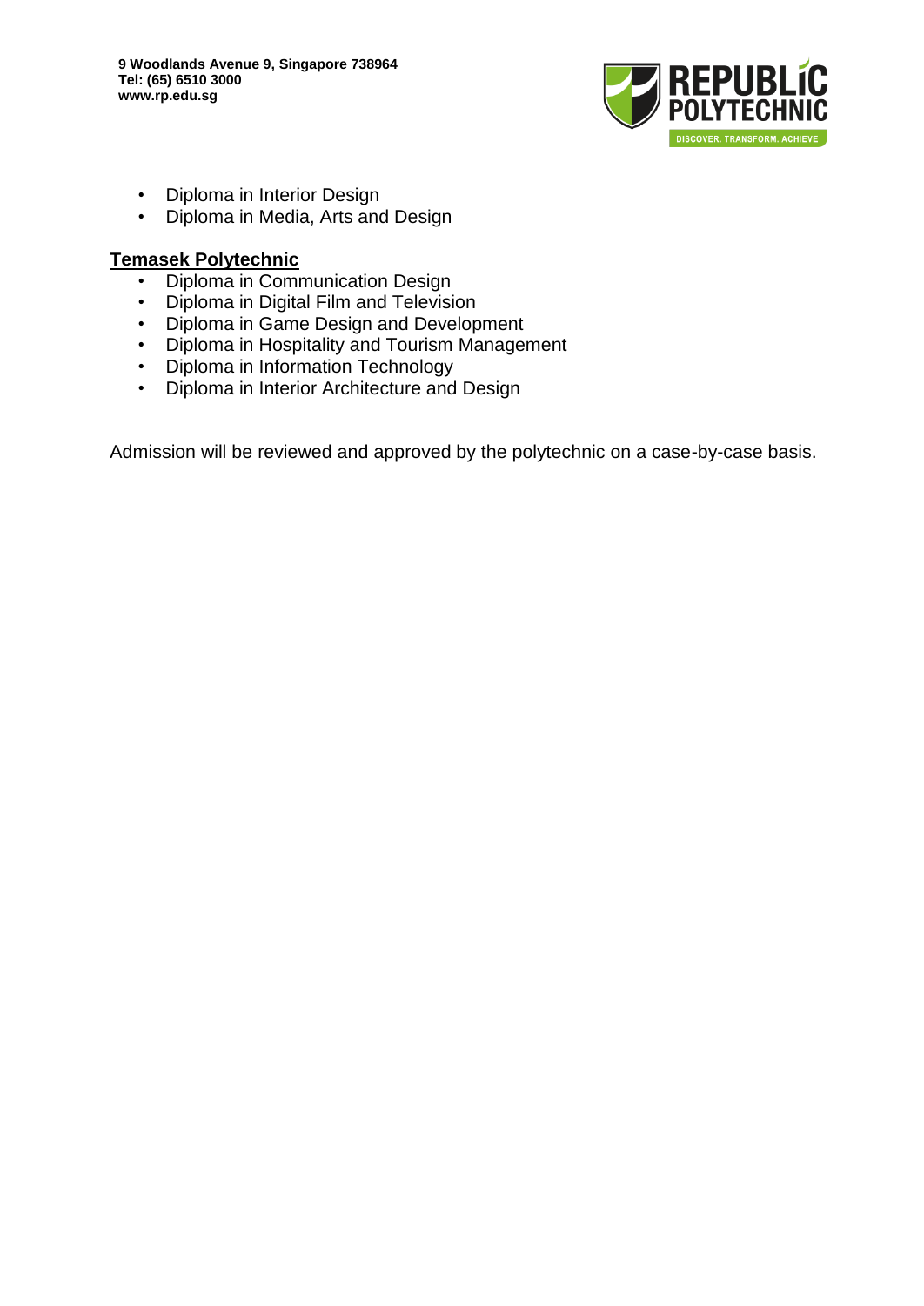- Diploma in Interior Design
- Diploma in Media, Arts and Design

**<u>Temasek Polytechnic</u>**

- Diploma in Communication Design
- Diploma in Digital Film and Television
- Diploma in Game Design and Development
- Diploma in Hospitality and Tourism Management
- Diploma in Information Technology
- Diploma in Interior Architecture and Design

Admission will be reviewed and approved by the polytechnic on a case-by-case basis.